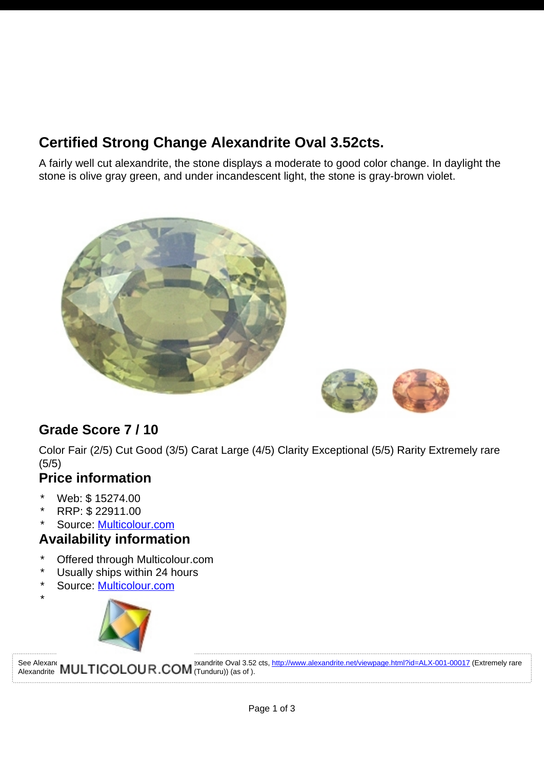## Certified Strong Change Alexandrite Oval 3.52cts.

A fairly well cut alexandrite, the stone displays a moderate to good color change. In daylight the stone is olive gray green, and under incandescent light, the stone is gray-brown violet.

## Grade Score 7 / 10

Color Fair (2/5) Cut Good (3/5) Carat Large (4/5) Clarity Exceptional (5/5) Rarity Extremely rare (5/5)

## Price information

* Web: $ 15274.00
* RRP: $ 22911.00
* Source: Multicolour.com

## Availability information

* Offered through Multicolour.com
* Usually ships within 24 hours
* Source: Multicolour.com
*

MULTICOLOUR.COM

See Alexan[...]exandrite Oval 3.52 cts, http://www.alexandrite.net/viewpage.html?id=ALX-001-00017 (Extremely rare Alexandrite [...] (Tunduru)) (as of ).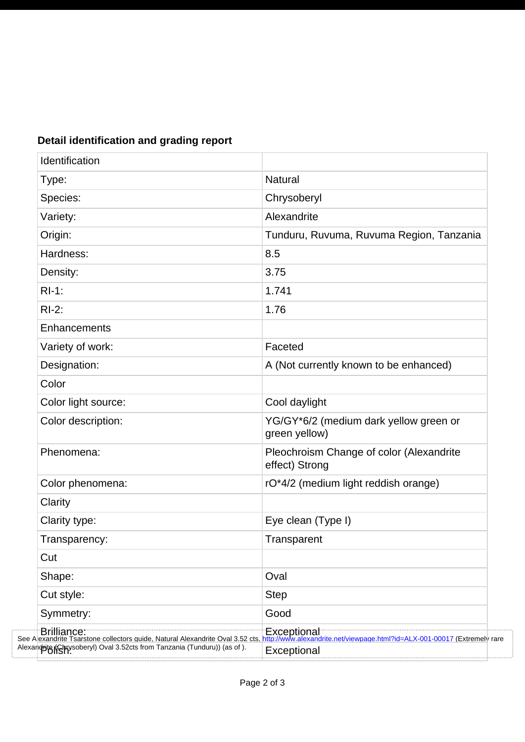**Detail identification and grading report**

| Identification | |
|---|---|
| Type: | Natural |
| Species: | Chrysoberyl |
| Variety: | Alexandrite |
| Origin: | Tunduru, Ruvuma, Ruvuma Region, Tanzania |
| Hardness: | 8.5 |
| Density: | 3.75 |
| RI-1: | 1.741 |
| RI-2: | 1.76 |
| Enhancements | |
| Variety of work: | Faceted |
| Designation: | A (Not currently known to be enhanced) |
| Color | |
| Color light source: | Cool daylight |
| Color description: | YG/GY*6/2 (medium dark yellow green or green yellow) |
| Phenomena: | Pleochroism Change of color (Alexandrite effect) Strong |
| Color phenomena: | rO*4/2 (medium light reddish orange) |
| Clarity | |
| Clarity type: | Eye clean (Type I) |
| Transparency: | Transparent |
| Cut | |
| Shape: | Oval |
| Cut style: | Step |
| Symmetry: | Good |
| Brilliance: | Exceptional |
| Polish: | Exceptional |

See Alexandrite Tsarstone collectors guide, Natural Alexandrite Oval 3.52 cts, http://www.alexandrite.net/viewpage.html?id=ALX-001-00017 (Extremely rare Alexandrite (Chrysoberyl) Oval 3.52cts from Tanzania (Tunduru)) (as of ).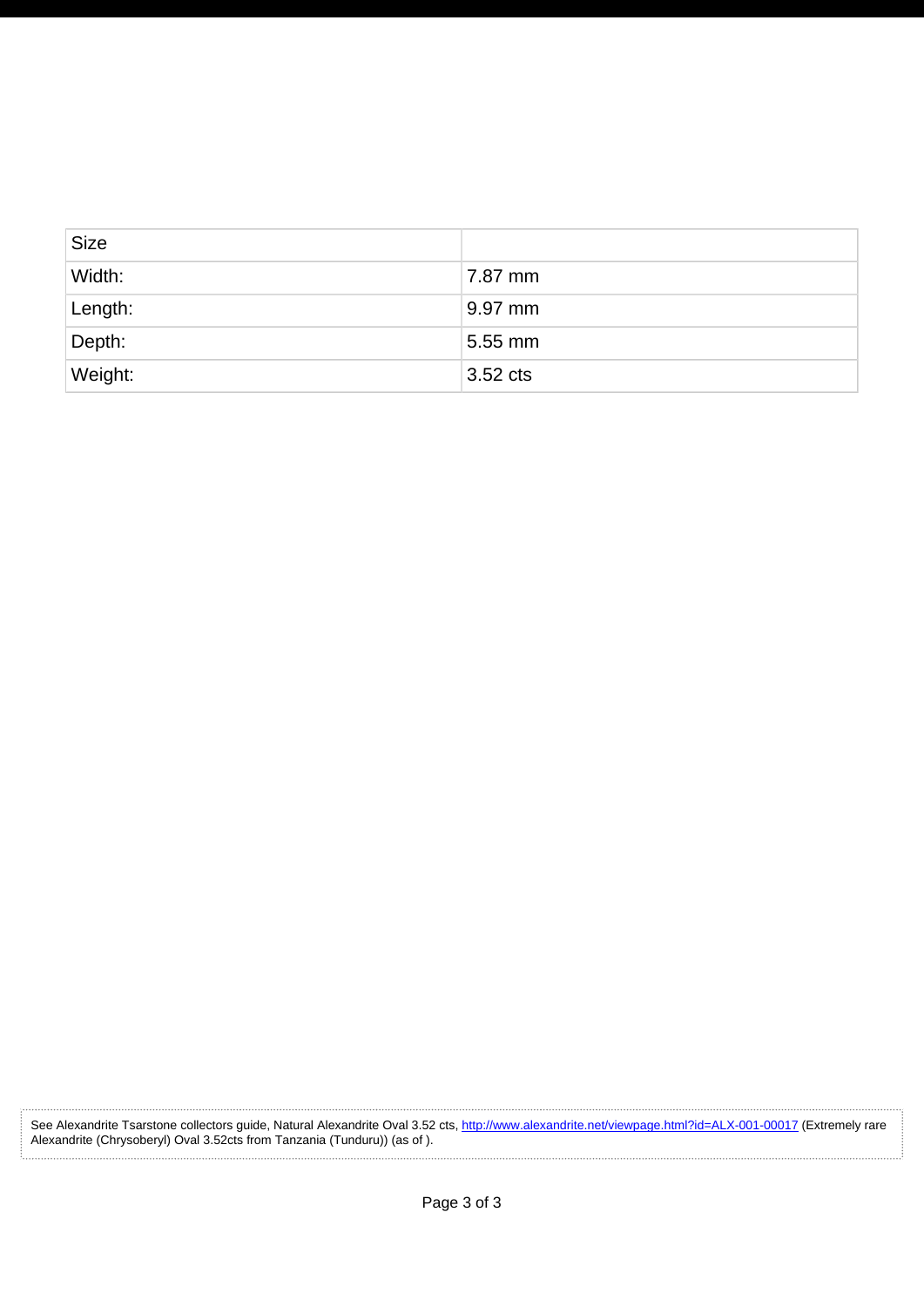| | |
|---|---|
| Size | |
| Width: | 7.87 mm |
| Length: | 9.97 mm |
| Depth: | 5.55 mm |
| Weight: | 3.52 cts |

See Alexandrite Tsarstone collectors guide, Natural Alexandrite Oval 3.52 cts, http://www.alexandrite.net/viewpage.html?id=ALX-001-00017 (Extremely rare Alexandrite (Chrysoberyl) Oval 3.52cts from Tanzania (Tunduru)) (as of ).